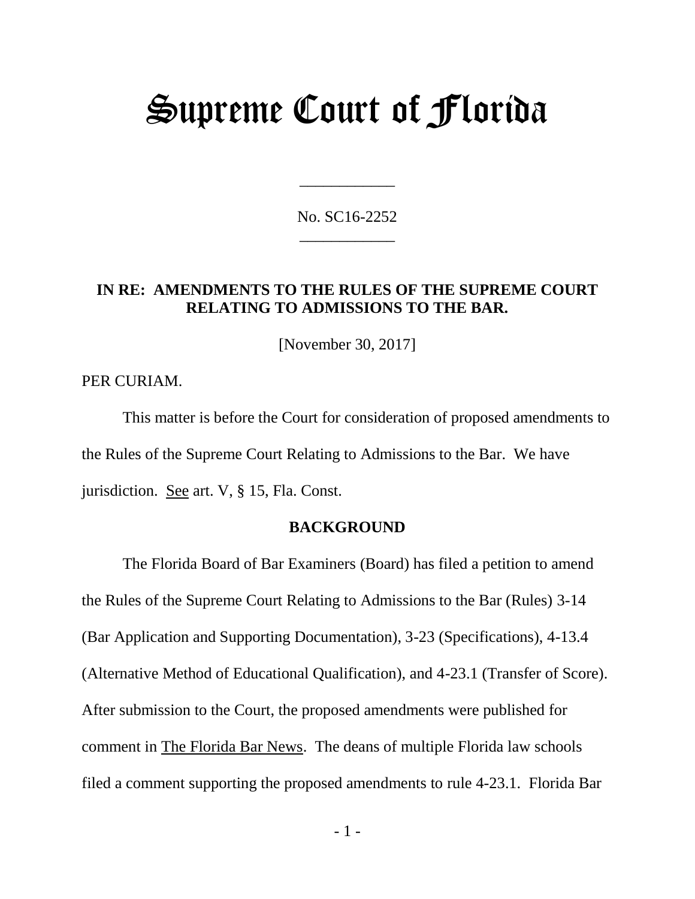# Supreme Court of Florida

---

No. SC16-2252

---

**IN RE: AMENDMENTS TO THE RULES OF THE SUPREME COURT RELATING TO ADMISSIONS TO THE BAR.**

[November 30, 2017]

PER CURIAM.

This matter is before the Court for consideration of proposed amendments to the Rules of the Supreme Court Relating to Admissions to the Bar. We have jurisdiction. See art. V, § 15, Fla. Const.

## BACKGROUND

The Florida Board of Bar Examiners (Board) has filed a petition to amend the Rules of the Supreme Court Relating to Admissions to the Bar (Rules) 3-14 (Bar Application and Supporting Documentation), 3-23 (Specifications), 4-13.4 (Alternative Method of Educational Qualification), and 4-23.1 (Transfer of Score). After submission to the Court, the proposed amendments were published for comment in The Florida Bar News. The deans of multiple Florida law schools filed a comment supporting the proposed amendments to rule 4-23.1. Florida Bar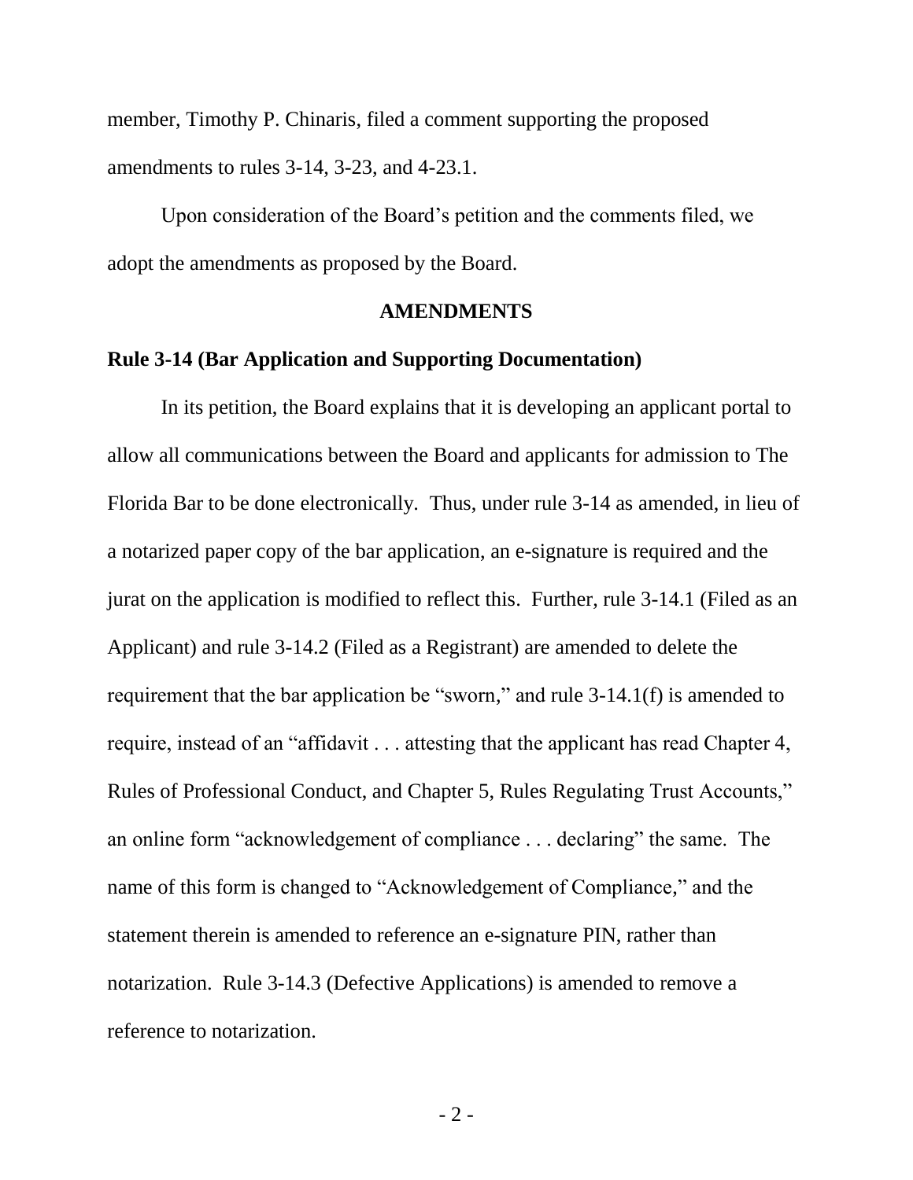member, Timothy P. Chinaris, filed a comment supporting the proposed amendments to rules 3-14, 3-23, and 4-23.1.

Upon consideration of the Board's petition and the comments filed, we adopt the amendments as proposed by the Board.

## AMENDMENTS

### Rule 3-14 (Bar Application and Supporting Documentation)

In its petition, the Board explains that it is developing an applicant portal to allow all communications between the Board and applicants for admission to The Florida Bar to be done electronically. Thus, under rule 3-14 as amended, in lieu of a notarized paper copy of the bar application, an e-signature is required and the jurat on the application is modified to reflect this. Further, rule 3-14.1 (Filed as an Applicant) and rule 3-14.2 (Filed as a Registrant) are amended to delete the requirement that the bar application be "sworn," and rule 3-14.1(f) is amended to require, instead of an "affidavit . . . attesting that the applicant has read Chapter 4, Rules of Professional Conduct, and Chapter 5, Rules Regulating Trust Accounts," an online form "acknowledgement of compliance . . . declaring" the same. The name of this form is changed to "Acknowledgement of Compliance," and the statement therein is amended to reference an e-signature PIN, rather than notarization. Rule 3-14.3 (Defective Applications) is amended to remove a reference to notarization.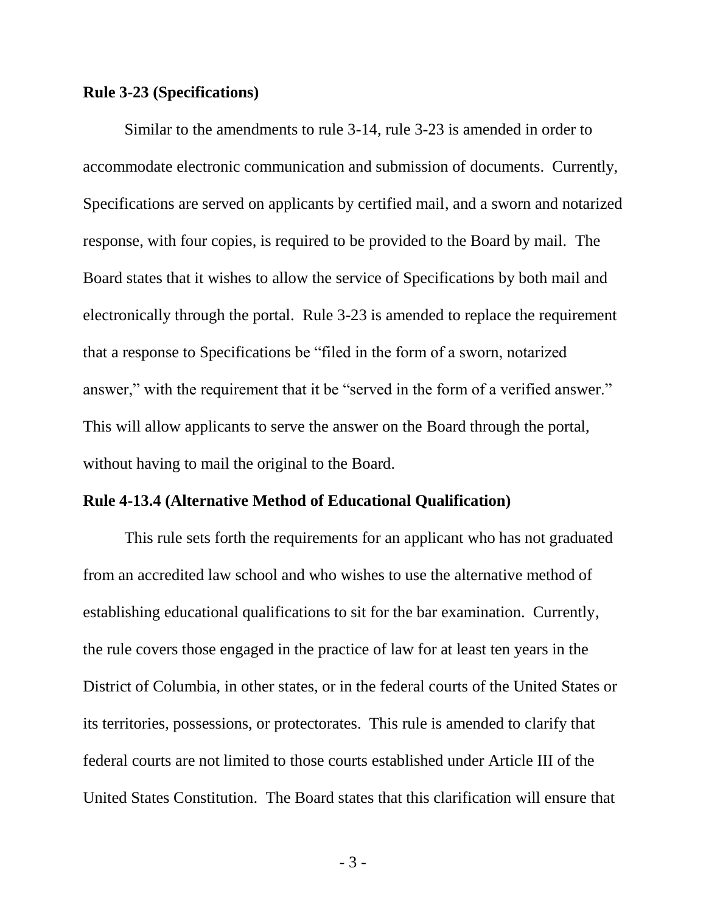**Rule 3-23 (Specifications)**

Similar to the amendments to rule 3-14, rule 3-23 is amended in order to accommodate electronic communication and submission of documents. Currently, Specifications are served on applicants by certified mail, and a sworn and notarized response, with four copies, is required to be provided to the Board by mail. The Board states that it wishes to allow the service of Specifications by both mail and electronically through the portal. Rule 3-23 is amended to replace the requirement that a response to Specifications be "filed in the form of a sworn, notarized answer," with the requirement that it be "served in the form of a verified answer." This will allow applicants to serve the answer on the Board through the portal, without having to mail the original to the Board.

**Rule 4-13.4 (Alternative Method of Educational Qualification)**

This rule sets forth the requirements for an applicant who has not graduated from an accredited law school and who wishes to use the alternative method of establishing educational qualifications to sit for the bar examination. Currently, the rule covers those engaged in the practice of law for at least ten years in the District of Columbia, in other states, or in the federal courts of the United States or its territories, possessions, or protectorates. This rule is amended to clarify that federal courts are not limited to those courts established under Article III of the United States Constitution. The Board states that this clarification will ensure that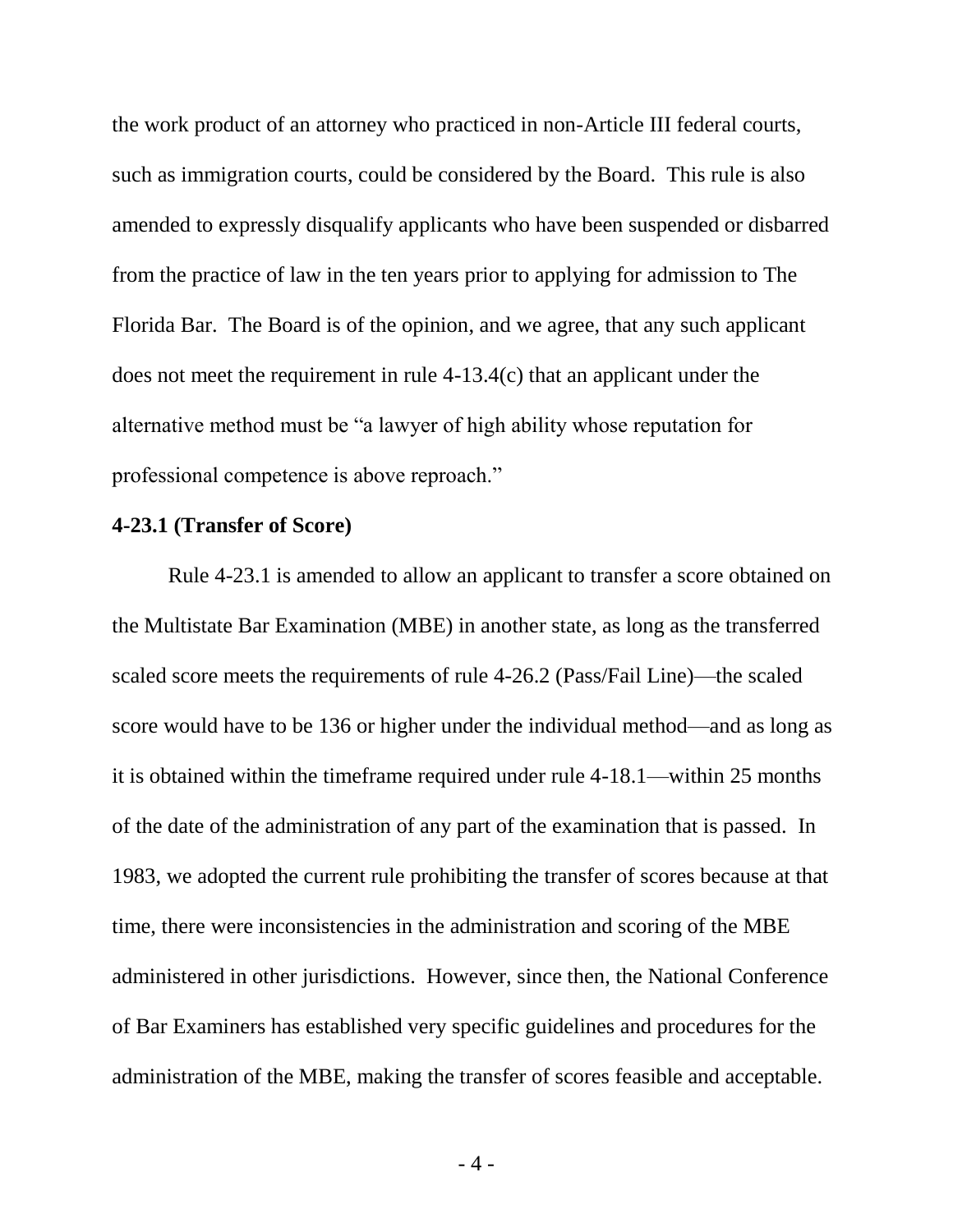the work product of an attorney who practiced in non-Article III federal courts, such as immigration courts, could be considered by the Board. This rule is also amended to expressly disqualify applicants who have been suspended or disbarred from the practice of law in the ten years prior to applying for admission to The Florida Bar. The Board is of the opinion, and we agree, that any such applicant does not meet the requirement in rule 4-13.4(c) that an applicant under the alternative method must be "a lawyer of high ability whose reputation for professional competence is above reproach."

**4-23.1 (Transfer of Score)**

Rule 4-23.1 is amended to allow an applicant to transfer a score obtained on the Multistate Bar Examination (MBE) in another state, as long as the transferred scaled score meets the requirements of rule 4-26.2 (Pass/Fail Line)—the scaled score would have to be 136 or higher under the individual method—and as long as it is obtained within the timeframe required under rule 4-18.1—within 25 months of the date of the administration of any part of the examination that is passed. In 1983, we adopted the current rule prohibiting the transfer of scores because at that time, there were inconsistencies in the administration and scoring of the MBE administered in other jurisdictions. However, since then, the National Conference of Bar Examiners has established very specific guidelines and procedures for the administration of the MBE, making the transfer of scores feasible and acceptable.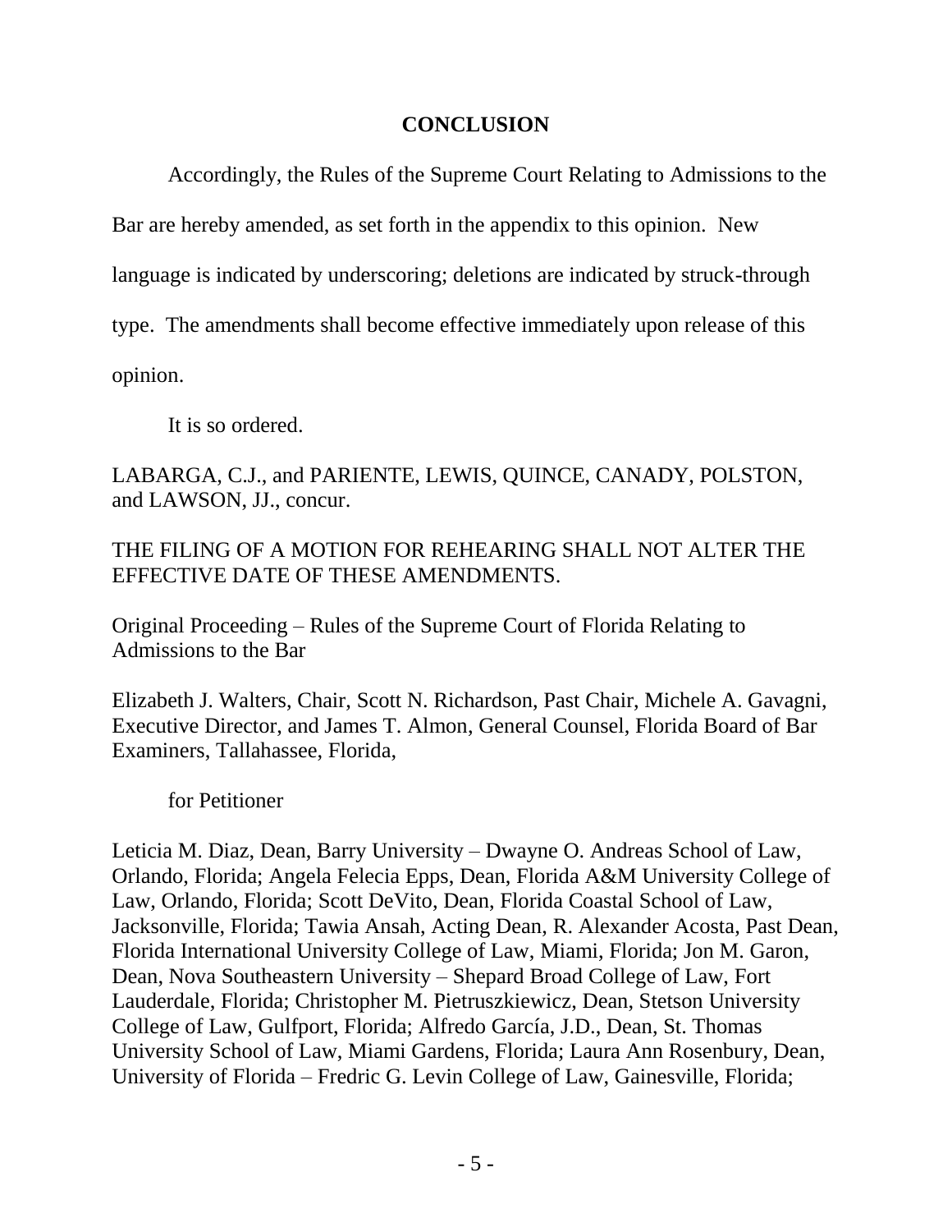## CONCLUSION

Accordingly, the Rules of the Supreme Court Relating to Admissions to the Bar are hereby amended, as set forth in the appendix to this opinion. New language is indicated by underscoring; deletions are indicated by struck-through type. The amendments shall become effective immediately upon release of this opinion.

It is so ordered.

LABARGA, C.J., and PARIENTE, LEWIS, QUINCE, CANADY, POLSTON, and LAWSON, JJ., concur.

THE FILING OF A MOTION FOR REHEARING SHALL NOT ALTER THE EFFECTIVE DATE OF THESE AMENDMENTS.

Original Proceeding – Rules of the Supreme Court of Florida Relating to Admissions to the Bar

Elizabeth J. Walters, Chair, Scott N. Richardson, Past Chair, Michele A. Gavagni, Executive Director, and James T. Almon, General Counsel, Florida Board of Bar Examiners, Tallahassee, Florida,

for Petitioner

Leticia M. Diaz, Dean, Barry University – Dwayne O. Andreas School of Law, Orlando, Florida; Angela Felecia Epps, Dean, Florida A&M University College of Law, Orlando, Florida; Scott DeVito, Dean, Florida Coastal School of Law, Jacksonville, Florida; Tawia Ansah, Acting Dean, R. Alexander Acosta, Past Dean, Florida International University College of Law, Miami, Florida; Jon M. Garon, Dean, Nova Southeastern University – Shepard Broad College of Law, Fort Lauderdale, Florida; Christopher M. Pietruszkiewicz, Dean, Stetson University College of Law, Gulfport, Florida; Alfredo García, J.D., Dean, St. Thomas University School of Law, Miami Gardens, Florida; Laura Ann Rosenbury, Dean, University of Florida – Fredric G. Levin College of Law, Gainesville, Florida;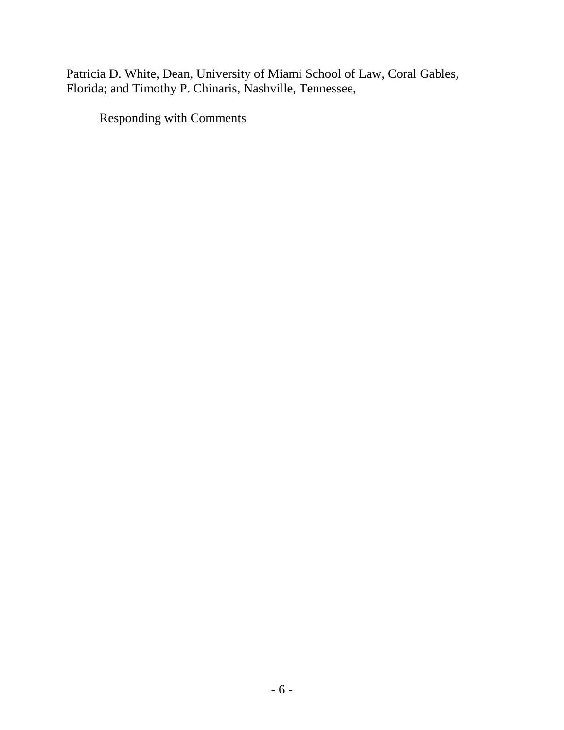Patricia D. White, Dean, University of Miami School of Law, Coral Gables, Florida; and Timothy P. Chinaris, Nashville, Tennessee,

Responding with Comments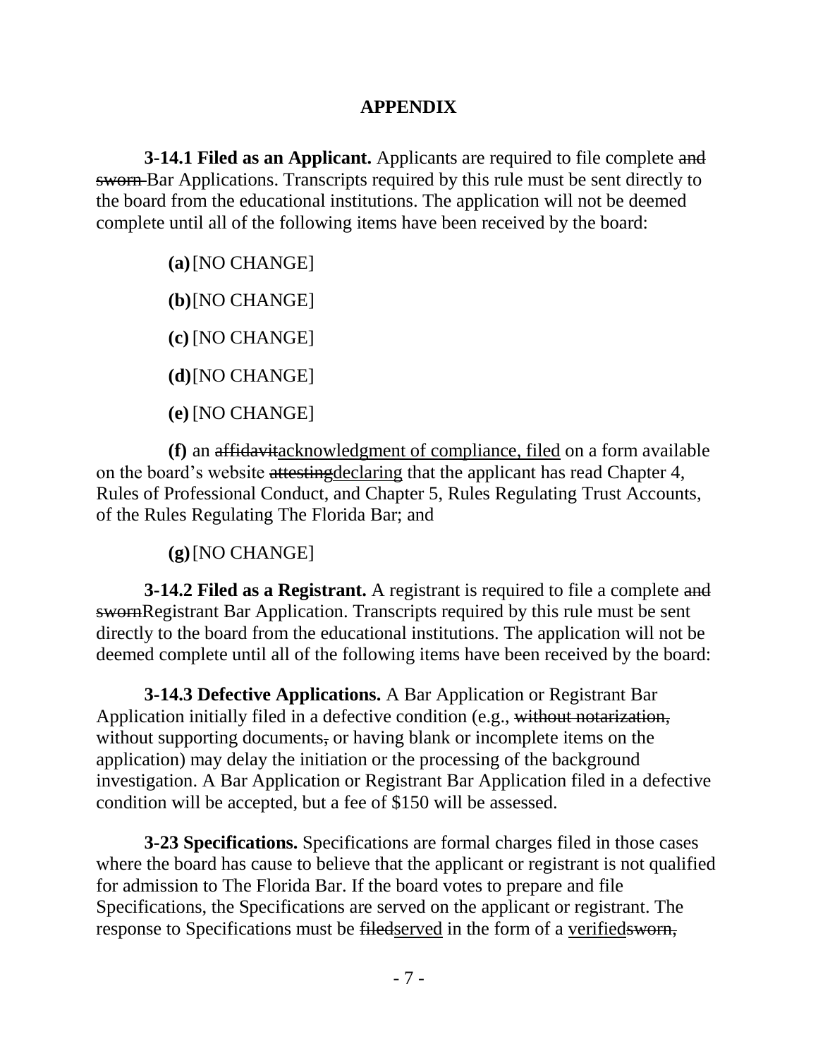## APPENDIX

**3-14.1 Filed as an Applicant.** Applicants are required to file complete ~~and sworn~~ Bar Applications. Transcripts required by this rule must be sent directly to the board from the educational institutions. The application will not be deemed complete until all of the following items have been received by the board:

**(a)** [NO CHANGE]

**(b)** [NO CHANGE]

**(c)** [NO CHANGE]

**(d)** [NO CHANGE]

**(e)** [NO CHANGE]

**(f)** an ~~affidavit~~<u>acknowledgment of compliance, filed</u> on a form available on the board's website ~~attesting~~<u>declaring</u> that the applicant has read Chapter 4, Rules of Professional Conduct, and Chapter 5, Rules Regulating Trust Accounts, of the Rules Regulating The Florida Bar; and

**(g)** [NO CHANGE]

**3-14.2 Filed as a Registrant.** A registrant is required to file a complete ~~and sworn~~ Registrant Bar Application. Transcripts required by this rule must be sent directly to the board from the educational institutions. The application will not be deemed complete until all of the following items have been received by the board:

**3-14.3 Defective Applications.** A Bar Application or Registrant Bar Application initially filed in a defective condition (e.g., ~~without notarization,~~ without supporting documents~~,~~ or having blank or incomplete items on the application) may delay the initiation or the processing of the background investigation. A Bar Application or Registrant Bar Application filed in a defective condition will be accepted, but a fee of $150 will be assessed.

**3-23 Specifications.** Specifications are formal charges filed in those cases where the board has cause to believe that the applicant or registrant is not qualified for admission to The Florida Bar. If the board votes to prepare and file Specifications, the Specifications are served on the applicant or registrant. The response to Specifications must be ~~filed~~<u>served</u> in the form of a <u>verified</u>~~sworn,~~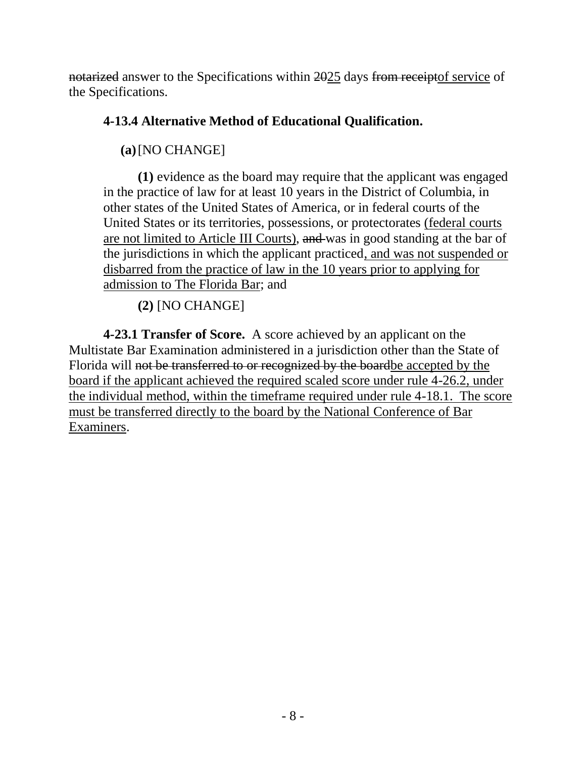~~notarized~~ answer to the Specifications within ~~20~~<u>25</u> days ~~from receipt~~<u>of service</u> of the Specifications.

**4-13.4 Alternative Method of Educational Qualification.**

**(a)** [NO CHANGE]

**(1)** evidence as the board may require that the applicant was engaged in the practice of law for at least 10 years in the District of Columbia, in other states of the United States of America, or in federal courts of the United States or its territories, possessions, or protectorates <u>(federal courts are not limited to Article III Courts)</u>, ~~and~~ was in good standing at the bar of the jurisdictions in which the applicant practiced<u>, and was not suspended or disbarred from the practice of law in the 10 years prior to applying for admission to The Florida Bar</u>; and

**(2)** [NO CHANGE]

**4-23.1 Transfer of Score.** A score achieved by an applicant on the Multistate Bar Examination administered in a jurisdiction other than the State of Florida will ~~not be transferred to or recognized by the board~~<u>be accepted by the board if the applicant achieved the required scaled score under rule 4-26.2, under the individual method, within the timeframe required under rule 4-18.1. The score must be transferred directly to the board by the National Conference of Bar Examiners</u>.